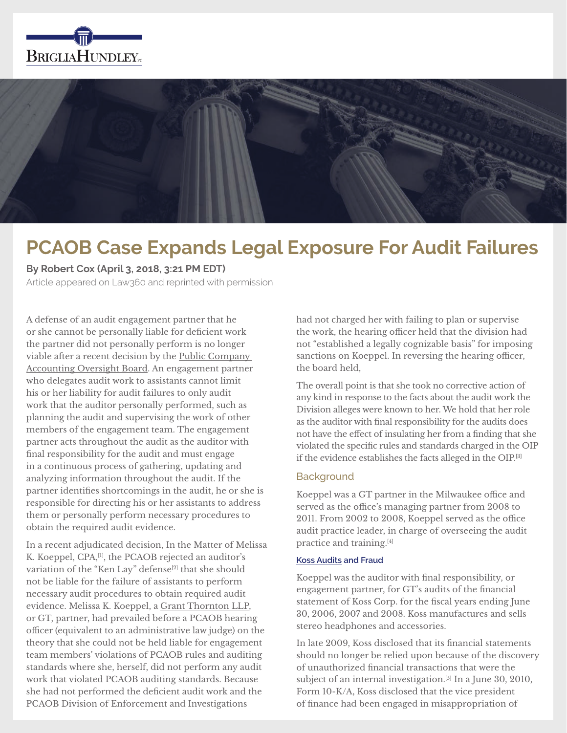# PCAOB Case Expands Legal Exposure For Audit Failures

**By Robert Cox (April 3, 2018, 3:21 PM EDT)**

Article appeared on Law360 and reprinted with permission

A defense of an audit engagement partner that he or she cannot be personally liable for deficient work the partner did not personally perform is no longer viable after a recent decision by the Public Company Accounting Oversight Board. An engagement partner who delegates audit work to assistants cannot limit his or her liability for audit failures to only audit work that the auditor personally performed, such as planning the audit and supervising the work of other members of the engagement team. The engagement partner acts throughout the audit as the auditor with final responsibility for the audit and must engage in a continuous process of gathering, updating and analyzing information throughout the audit. If the partner identifies shortcomings in the audit, he or she is responsible for directing his or her assistants to address them or personally perform necessary procedures to obtain the required audit evidence.

In a recent adjudicated decision, In the Matter of Melissa K. Koeppel, CPA,[1], the PCAOB rejected an auditor's variation of the "Ken Lay" defense[2] that she should not be liable for the failure of assistants to perform necessary audit procedures to obtain required audit evidence. Melissa K. Koeppel, a Grant Thornton LLP, or GT, partner, had prevailed before a PCAOB hearing officer (equivalent to an administrative law judge) on the theory that she could not be held liable for engagement team members' violations of PCAOB rules and auditing standards where she, herself, did not perform any audit work that violated PCAOB auditing standards. Because she had not performed the deficient audit work and the PCAOB Division of Enforcement and Investigations had not charged her with failing to plan or supervise the work, the hearing officer held that the division had not "established a legally cognizable basis" for imposing sanctions on Koeppel. In reversing the hearing officer, the board held,

The overall point is that she took no corrective action of any kind in response to the facts about the audit work the Division alleges were known to her. We hold that her role as the auditor with final responsibility for the audits does not have the effect of insulating her from a finding that she violated the specific rules and standards charged in the OIP if the evidence establishes the facts alleged in the OIP.[3]

## Background

Koeppel was a GT partner in the Milwaukee office and served as the office's managing partner from 2008 to 2011. From 2002 to 2008, Koeppel served as the office audit practice leader, in charge of overseeing the audit practice and training.[4]

### Koss Audits and Fraud

Koeppel was the auditor with final responsibility, or engagement partner, for GT's audits of the financial statement of Koss Corp. for the fiscal years ending June 30, 2006, 2007 and 2008. Koss manufactures and sells stereo headphones and accessories.

In late 2009, Koss disclosed that its financial statements should no longer be relied upon because of the discovery of unauthorized financial transactions that were the subject of an internal investigation.[5] In a June 30, 2010, Form 10-K/A, Koss disclosed that the vice president of finance had been engaged in misappropriation of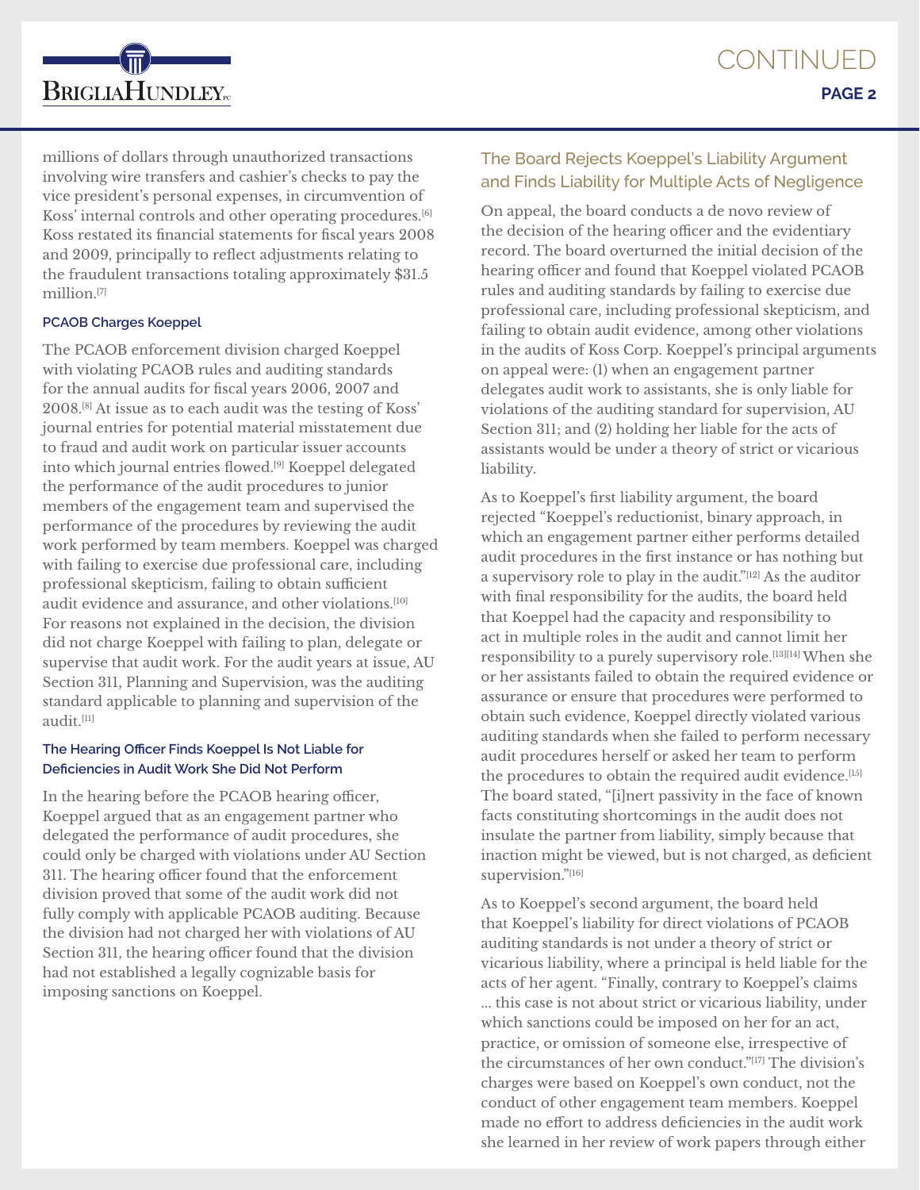millions of dollars through unauthorized transactions involving wire transfers and cashier's checks to pay the vice president's personal expenses, in circumvention of Koss' internal controls and other operating procedures.[6] Koss restated its financial statements for fiscal years 2008 and 2009, principally to reflect adjustments relating to the fraudulent transactions totaling approximately $31.5 million.[7]

#### PCAOB Charges Koeppel

The PCAOB enforcement division charged Koeppel with violating PCAOB rules and auditing standards for the annual audits for fiscal years 2006, 2007 and 2008.[8] At issue as to each audit was the testing of Koss' journal entries for potential material misstatement due to fraud and audit work on particular issuer accounts into which journal entries flowed.[9] Koeppel delegated the performance of the audit procedures to junior members of the engagement team and supervised the performance of the procedures by reviewing the audit work performed by team members. Koeppel was charged with failing to exercise due professional care, including professional skepticism, failing to obtain sufficient audit evidence and assurance, and other violations.[10] For reasons not explained in the decision, the division did not charge Koeppel with failing to plan, delegate or supervise that audit work. For the audit years at issue, AU Section 311, Planning and Supervision, was the auditing standard applicable to planning and supervision of the audit.[11]

#### The Hearing Officer Finds Koeppel Is Not Liable for Deficiencies in Audit Work She Did Not Perform

In the hearing before the PCAOB hearing officer, Koeppel argued that as an engagement partner who delegated the performance of audit procedures, she could only be charged with violations under AU Section 311. The hearing officer found that the enforcement division proved that some of the audit work did not fully comply with applicable PCAOB auditing. Because the division had not charged her with violations of AU Section 311, the hearing officer found that the division had not established a legally cognizable basis for imposing sanctions on Koeppel.

### The Board Rejects Koeppel's Liability Argument and Finds Liability for Multiple Acts of Negligence

On appeal, the board conducts a de novo review of the decision of the hearing officer and the evidentiary record. The board overturned the initial decision of the hearing officer and found that Koeppel violated PCAOB rules and auditing standards by failing to exercise due professional care, including professional skepticism, and failing to obtain audit evidence, among other violations in the audits of Koss Corp. Koeppel's principal arguments on appeal were: (1) when an engagement partner delegates audit work to assistants, she is only liable for violations of the auditing standard for supervision, AU Section 311; and (2) holding her liable for the acts of assistants would be under a theory of strict or vicarious liability.

As to Koeppel's first liability argument, the board rejected "Koeppel's reductionist, binary approach, in which an engagement partner either performs detailed audit procedures in the first instance or has nothing but a supervisory role to play in the audit."[12] As the auditor with final responsibility for the audits, the board held that Koeppel had the capacity and responsibility to act in multiple roles in the audit and cannot limit her responsibility to a purely supervisory role.[13][14] When she or her assistants failed to obtain the required evidence or assurance or ensure that procedures were performed to obtain such evidence, Koeppel directly violated various auditing standards when she failed to perform necessary audit procedures herself or asked her team to perform the procedures to obtain the required audit evidence.[15] The board stated, "[i]nert passivity in the face of known facts constituting shortcomings in the audit does not insulate the partner from liability, simply because that inaction might be viewed, but is not charged, as deficient supervision."[16]

As to Koeppel's second argument, the board held that Koeppel's liability for direct violations of PCAOB auditing standards is not under a theory of strict or vicarious liability, where a principal is held liable for the acts of her agent. "Finally, contrary to Koeppel's claims … this case is not about strict or vicarious liability, under which sanctions could be imposed on her for an act, practice, or omission of someone else, irrespective of the circumstances of her own conduct."[17] The division's charges were based on Koeppel's own conduct, not the conduct of other engagement team members. Koeppel made no effort to address deficiencies in the audit work she learned in her review of work papers through either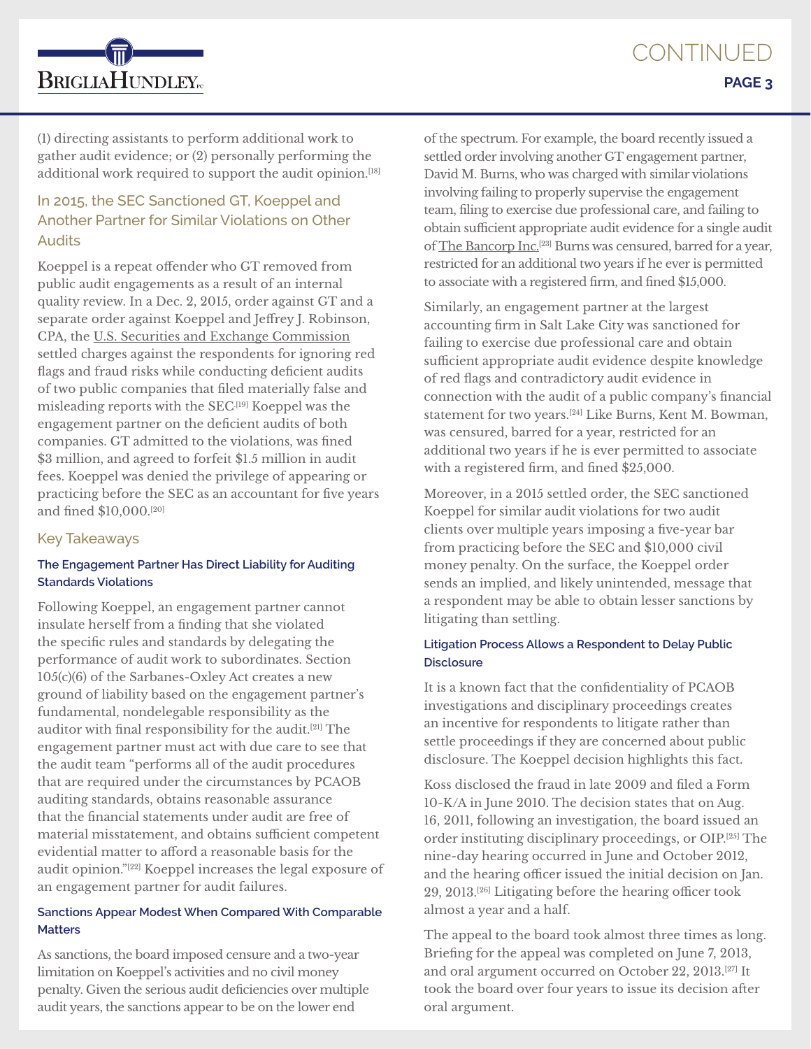(1) directing assistants to perform additional work to gather audit evidence; or (2) personally performing the additional work required to support the audit opinion.[18]

## In 2015, the SEC Sanctioned GT, Koeppel and Another Partner for Similar Violations on Other Audits

Koeppel is a repeat offender who GT removed from public audit engagements as a result of an internal quality review. In a Dec. 2, 2015, order against GT and a separate order against Koeppel and Jeffrey J. Robinson, CPA, the U.S. Securities and Exchange Commission settled charges against the respondents for ignoring red flags and fraud risks while conducting deficient audits of two public companies that filed materially false and misleading reports with the SEC.[19] Koeppel was the engagement partner on the deficient audits of both companies. GT admitted to the violations, was fined $3 million, and agreed to forfeit $1.5 million in audit fees. Koeppel was denied the privilege of appearing or practicing before the SEC as an accountant for five years and fined $10,000.[20]

## Key Takeaways

### The Engagement Partner Has Direct Liability for Auditing Standards Violations

Following Koeppel, an engagement partner cannot insulate herself from a finding that she violated the specific rules and standards by delegating the performance of audit work to subordinates. Section 105(c)(6) of the Sarbanes-Oxley Act creates a new ground of liability based on the engagement partner's fundamental, nondelegable responsibility as the auditor with final responsibility for the audit.[21] The engagement partner must act with due care to see that the audit team "performs all of the audit procedures that are required under the circumstances by PCAOB auditing standards, obtains reasonable assurance that the financial statements under audit are free of material misstatement, and obtains sufficient competent evidential matter to afford a reasonable basis for the audit opinion."[22] Koeppel increases the legal exposure of an engagement partner for audit failures.

### Sanctions Appear Modest When Compared With Comparable Matters

As sanctions, the board imposed censure and a two-year limitation on Koeppel's activities and no civil money penalty. Given the serious audit deficiencies over multiple audit years, the sanctions appear to be on the lower end of the spectrum. For example, the board recently issued a settled order involving another GT engagement partner, David M. Burns, who was charged with similar violations involving failing to properly supervise the engagement team, filing to exercise due professional care, and failing to obtain sufficient appropriate audit evidence for a single audit of The Bancorp Inc.[23] Burns was censured, barred for a year, restricted for an additional two years if he ever is permitted to associate with a registered firm, and fined $15,000.

Similarly, an engagement partner at the largest accounting firm in Salt Lake City was sanctioned for failing to exercise due professional care and obtain sufficient appropriate audit evidence despite knowledge of red flags and contradictory audit evidence in connection with the audit of a public company's financial statement for two years.[24] Like Burns, Kent M. Bowman, was censured, barred for a year, restricted for an additional two years if he is ever permitted to associate with a registered firm, and fined $25,000.

Moreover, in a 2015 settled order, the SEC sanctioned Koeppel for similar audit violations for two audit clients over multiple years imposing a five-year bar from practicing before the SEC and $10,000 civil money penalty. On the surface, the Koeppel order sends an implied, and likely unintended, message that a respondent may be able to obtain lesser sanctions by litigating than settling.

### Litigation Process Allows a Respondent to Delay Public Disclosure

It is a known fact that the confidentiality of PCAOB investigations and disciplinary proceedings creates an incentive for respondents to litigate rather than settle proceedings if they are concerned about public disclosure. The Koeppel decision highlights this fact.

Koss disclosed the fraud in late 2009 and filed a Form 10-K/A in June 2010. The decision states that on Aug. 16, 2011, following an investigation, the board issued an order instituting disciplinary proceedings, or OIP.[25] The nine-day hearing occurred in June and October 2012, and the hearing officer issued the initial decision on Jan. 29, 2013.[26] Litigating before the hearing officer took almost a year and a half.

The appeal to the board took almost three times as long. Briefing for the appeal was completed on June 7, 2013, and oral argument occurred on October 22, 2013.[27] It took the board over four years to issue its decision after oral argument.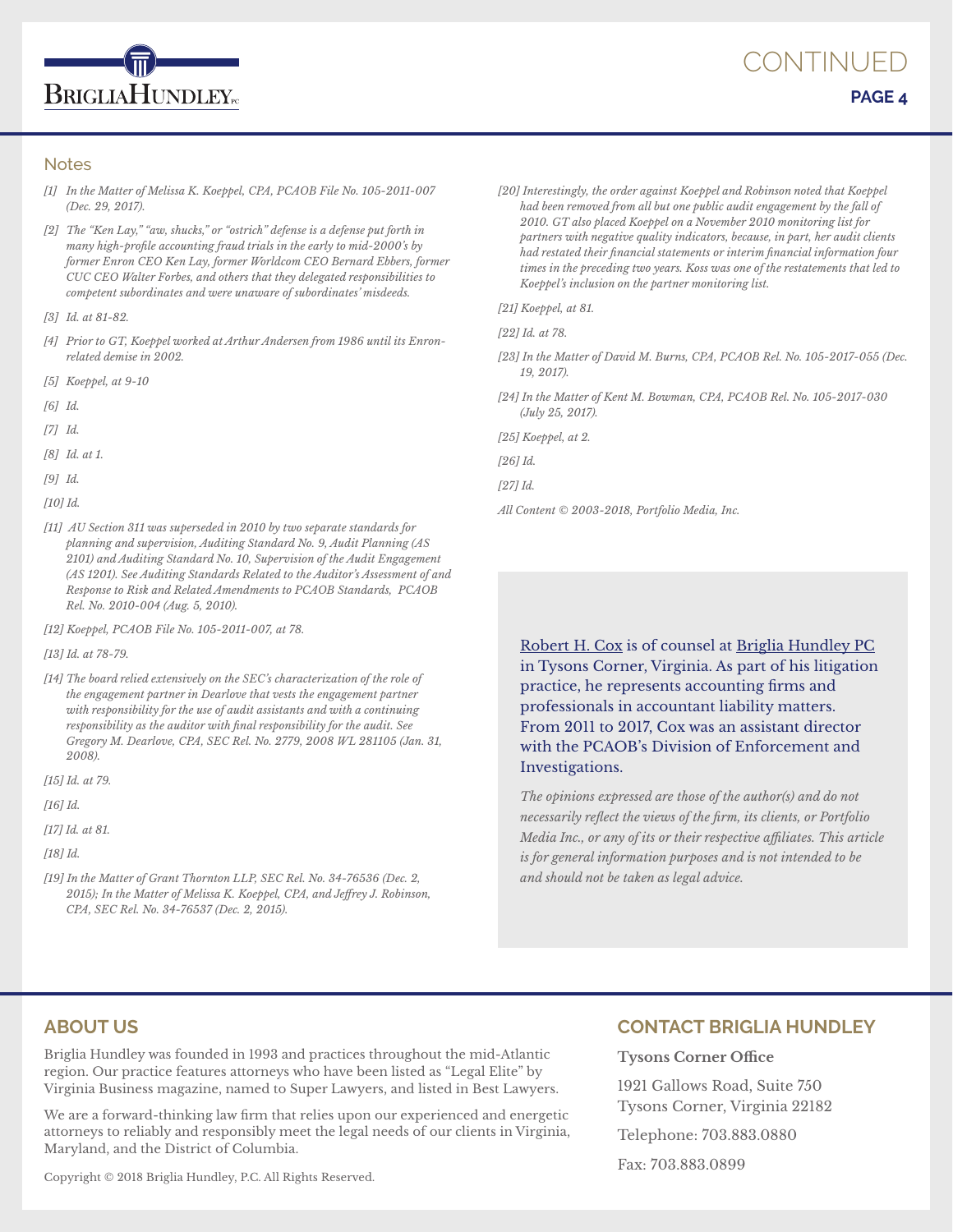## Notes

*[1] In the Matter of Melissa K. Koeppel, CPA, PCAOB File No. 105-2011-007 (Dec. 29, 2017).*

*[2] The "Ken Lay," "aw, shucks," or "ostrich" defense is a defense put forth in many high-profile accounting fraud trials in the early to mid-2000's by former Enron CEO Ken Lay, former Worldcom CEO Bernard Ebbers, former CUC CEO Walter Forbes, and others that they delegated responsibilities to competent subordinates and were unaware of subordinates' misdeeds.*

*[3] Id. at 81-82.*

*[4] Prior to GT, Koeppel worked at Arthur Andersen from 1986 until its Enron-related demise in 2002.*

*[5] Koeppel, at 9-10*

*[6] Id.*

*[7] Id.*

*[8] Id. at 1.*

*[9] Id.*

*[10] Id.*

*[11] AU Section 311 was superseded in 2010 by two separate standards for planning and supervision, Auditing Standard No. 9, Audit Planning (AS 2101) and Auditing Standard No. 10, Supervision of the Audit Engagement (AS 1201). See Auditing Standards Related to the Auditor's Assessment of and Response to Risk and Related Amendments to PCAOB Standards, PCAOB Rel. No. 2010-004 (Aug. 5, 2010).*

*[12] Koeppel, PCAOB File No. 105-2011-007, at 78.*

*[13] Id. at 78-79.*

*[14] The board relied extensively on the SEC's characterization of the role of the engagement partner in Dearlove that vests the engagement partner with responsibility for the use of audit assistants and with a continuing responsibility as the auditor with final responsibility for the audit. See Gregory M. Dearlove, CPA, SEC Rel. No. 2779, 2008 WL 281105 (Jan. 31, 2008).*

*[15] Id. at 79.*

*[16] Id.*

*[17] Id. at 81.*

*[18] Id.*

*[19] In the Matter of Grant Thornton LLP, SEC Rel. No. 34-76536 (Dec. 2, 2015); In the Matter of Melissa K. Koeppel, CPA, and Jeffrey J. Robinson, CPA, SEC Rel. No. 34-76537 (Dec. 2, 2015).*

*[20] Interestingly, the order against Koeppel and Robinson noted that Koeppel had been removed from all but one public audit engagement by the fall of 2010. GT also placed Koeppel on a November 2010 monitoring list for partners with negative quality indicators, because, in part, her audit clients had restated their financial statements or interim financial information four times in the preceding two years. Koss was one of the restatements that led to Koeppel's inclusion on the partner monitoring list.*

*[21] Koeppel, at 81.*

*[22] Id. at 78.*

*[23] In the Matter of David M. Burns, CPA, PCAOB Rel. No. 105-2017-055 (Dec. 19, 2017).*

*[24] In the Matter of Kent M. Bowman, CPA, PCAOB Rel. No. 105-2017-030 (July 25, 2017).*

*[25] Koeppel, at 2.*

*[26] Id.*

*[27] Id.*

*All Content © 2003-2018, Portfolio Media, Inc.*

Robert H. Cox is of counsel at Briglia Hundley PC in Tysons Corner, Virginia. As part of his litigation practice, he represents accounting firms and professionals in accountant liability matters. From 2011 to 2017, Cox was an assistant director with the PCAOB's Division of Enforcement and Investigations.

*The opinions expressed are those of the author(s) and do not necessarily reflect the views of the firm, its clients, or Portfolio Media Inc., or any of its or their respective affiliates. This article is for general information purposes and is not intended to be and should not be taken as legal advice.*

## ABOUT US

Briglia Hundley was founded in 1993 and practices throughout the mid-Atlantic region. Our practice features attorneys who have been listed as "Legal Elite" by Virginia Business magazine, named to Super Lawyers, and listed in Best Lawyers.

We are a forward-thinking law firm that relies upon our experienced and energetic attorneys to reliably and responsibly meet the legal needs of our clients in Virginia, Maryland, and the District of Columbia.

Copyright © 2018 Briglia Hundley, P.C. All Rights Reserved.

## CONTACT BRIGLIA HUNDLEY

**Tysons Corner Office**

1921 Gallows Road, Suite 750
Tysons Corner, Virginia 22182

Telephone: 703.883.0880

Fax: 703.883.0899